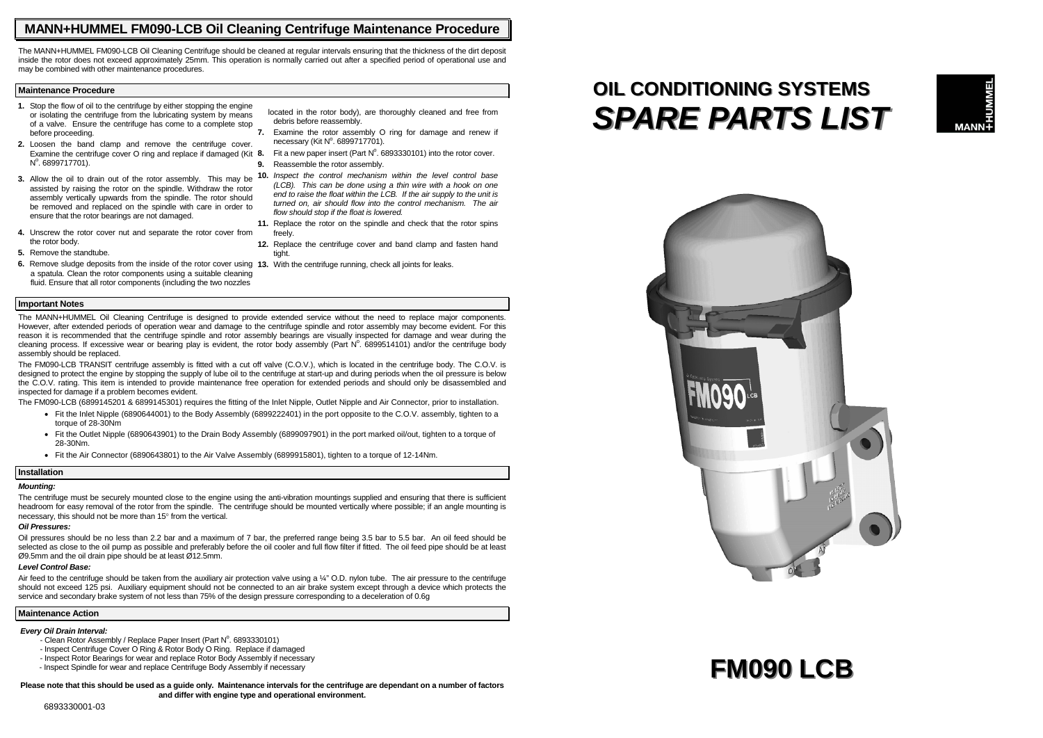// (none)
# MANN+HUMMEL FM090-LCB Oil Cleaning Centrifuge Maintenance Procedure

The MANN+HUMMEL FM090-LCB Oil Cleaning Centrifuge should be cleaned at regular intervals ensuring that the thickness of the dirt deposit inside the rotor does not exceed approximately 25mm. This operation is normally carried out after a specified period of operational use and may be combined with other maintenance procedures.

## Maintenance Procedure

1. Stop the flow of oil to the centrifuge by either stopping the engine or isolating the centrifuge from the lubricating system by means of a valve. Ensure the centrifuge has come to a complete stop before proceeding.
2. Loosen the band clamp and remove the centrifuge cover. Examine the centrifuge cover O ring and replace if damaged (Kit N°. 6899717701).
3. Allow the oil to drain out of the rotor assembly. This may be assisted by raising the rotor on the spindle. Withdraw the rotor assembly vertically upwards from the spindle. The rotor should be removed and replaced on the spindle with care in order to ensure that the rotor bearings are not damaged.
4. Unscrew the rotor cover nut and separate the rotor cover from the rotor body.
5. Remove the standtube.
6. Remove sludge deposits from the inside of the rotor cover using a spatula. Clean the rotor components using a suitable cleaning fluid. Ensure that all rotor components (including the two nozzles located in the rotor body), are thoroughly cleaned and free from debris before reassembly.
7. Examine the rotor assembly O ring for damage and renew if necessary (Kit N°. 6899717701).
8. Fit a new paper insert (Part N°. 6893330101) into the rotor cover.
9. Reassemble the rotor assembly.
10. *Inspect the control mechanism within the level control base (LCB). This can be done using a thin wire with a hook on one end to raise the float within the LCB. If the air supply to the unit is turned on, air should flow into the control mechanism. The air flow should stop if the float is lowered.*
11. Replace the rotor on the spindle and check that the rotor spins freely.
12. Replace the centrifuge cover and band clamp and fasten hand tight.
13. With the centrifuge running, check all joints for leaks.

## Important Notes

The MANN+HUMMEL Oil Cleaning Centrifuge is designed to provide extended service without the need to replace major components. However, after extended periods of operation wear and damage to the centrifuge spindle and rotor assembly may become evident. For this reason it is recommended that the centrifuge spindle and rotor assembly bearings are visually inspected for damage and wear during the cleaning process. If excessive wear or bearing play is evident, the rotor body assembly (Part N°. 6899514101) and/or the centrifuge body assembly should be replaced.

The FM090-LCB TRANSIT centrifuge assembly is fitted with a cut off valve (C.O.V.), which is located in the centrifuge body. The C.O.V. is designed to protect the engine by stopping the supply of lube oil to the centrifuge at start-up and during periods when the oil pressure is below the C.O.V. rating. This item is intended to provide maintenance free operation for extended periods and should only be disassembled and inspected for damage if a problem becomes evident.

The FM090-LCB (6899145201 & 6899145301) requires the fitting of the Inlet Nipple, Outlet Nipple and Air Connector, prior to installation.

- Fit the Inlet Nipple (6890644001) to the Body Assembly (6899222401) in the port opposite to the C.O.V. assembly, tighten to a torque of 28-30Nm
- Fit the Outlet Nipple (6890643901) to the Drain Body Assembly (6899097901) in the port marked oil/out, tighten to a torque of 28-30Nm.
- Fit the Air Connector (6890643801) to the Air Valve Assembly (6899915801), tighten to a torque of 12-14Nm.

## Installation

### *Mounting:*

The centrifuge must be securely mounted close to the engine using the anti-vibration mountings supplied and ensuring that there is sufficient headroom for easy removal of the rotor from the spindle. The centrifuge should be mounted vertically where possible; if an angle mounting is necessary, this should not be more than 15° from the vertical.

### *Oil Pressures:*

Oil pressures should be no less than 2.2 bar and a maximum of 7 bar, the preferred range being 3.5 bar to 5.5 bar. An oil feed should be selected as close to the oil pump as possible and preferably before the oil cooler and full flow filter if fitted. The oil feed pipe should be at least Ø9.5mm and the oil drain pipe should be at least Ø12.5mm.

### *Level Control Base:*

Air feed to the centrifuge should be taken from the auxiliary air protection valve using a ¼" O.D. nylon tube. The air pressure to the centrifuge should not exceed 125 psi. Auxiliary equipment should not be connected to an air brake system except through a device which protects the service and secondary brake system of not less than 75% of the design pressure corresponding to a deceleration of 0.6g

## Maintenance Action

***Every Oil Drain Interval:***

- Clean Rotor Assembly / Replace Paper Insert (Part N°. 6893330101)
- Inspect Centrifuge Cover O Ring & Rotor Body O Ring. Replace if damaged
- Inspect Rotor Bearings for wear and replace Rotor Body Assembly if necessary
- Inspect Spindle for wear and replace Centrifuge Body Assembly if necessary

**Please note that this should be used as a guide only. Maintenance intervals for the centrifuge are dependant on a number of factors and differ with engine type and operational environment.**

6893330001-03

# OIL CONDITIONING SYSTEMS
# *SPARE PARTS LIST*

MANN+HUMMEL

# FM090 LCB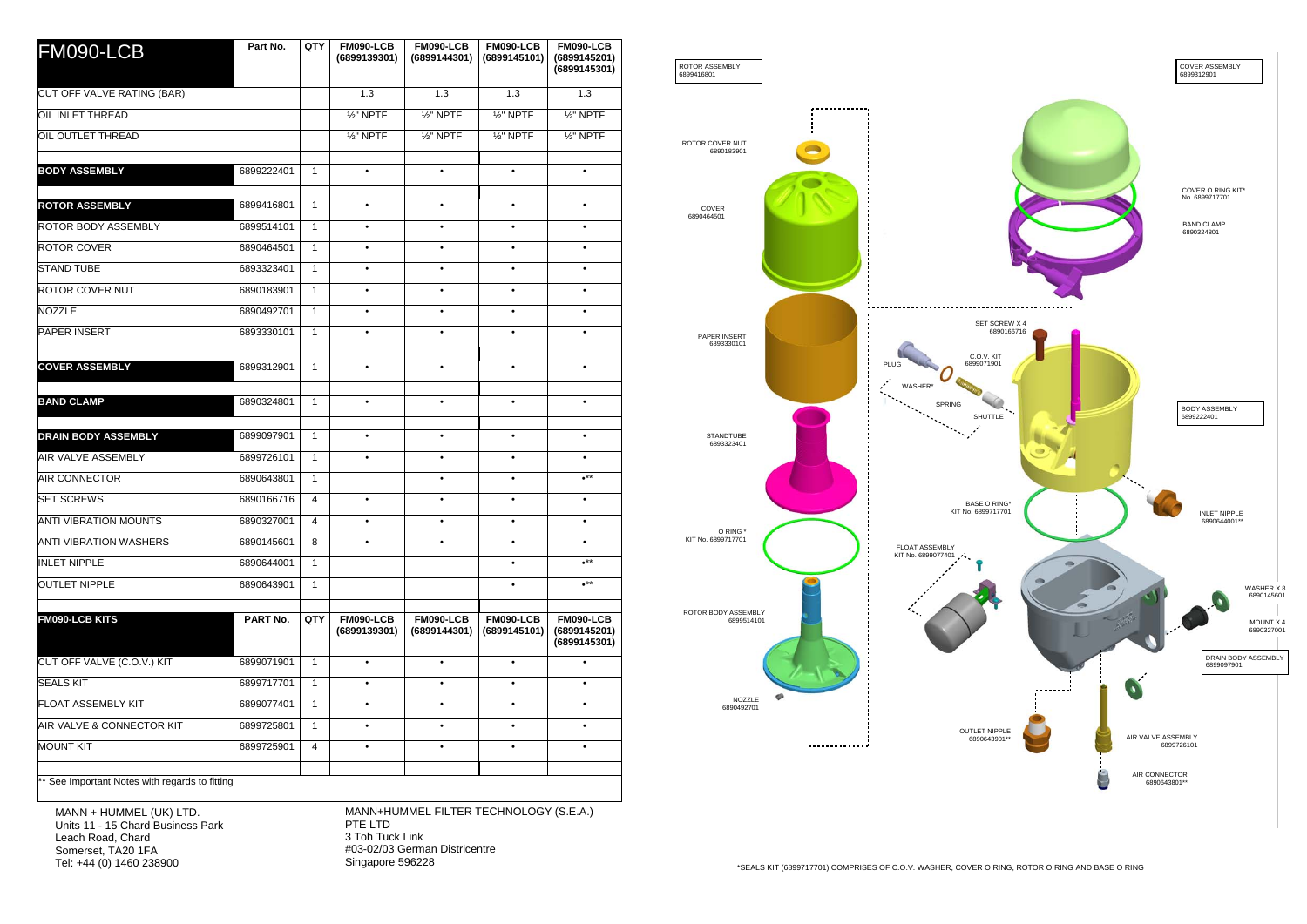| FM090-LCB | Part No. | QTY | FM090-LCB (6899139301) | FM090-LCB (6899144301) | FM090-LCB (6899145101) | FM090-LCB (6899145201) (6899145301) |
|---|---|---|---|---|---|---|
| CUT OFF VALVE RATING (BAR) | | | 1.3 | 1.3 | 1.3 | 1.3 |
| OIL INLET THREAD | | | ½" NPTF | ½" NPTF | ½" NPTF | ½" NPTF |
| OIL OUTLET THREAD | | | ½" NPTF | ½" NPTF | ½" NPTF | ½" NPTF |
| **BODY ASSEMBLY** | 6899222401 | 1 | • | • | • | • |
| **ROTOR ASSEMBLY** | 6899416801 | 1 | • | • | • | • |
| ROTOR BODY ASSEMBLY | 6899514101 | 1 | • | • | • | • |
| ROTOR COVER | 6890464501 | 1 | • | • | • | • |
| STAND TUBE | 6893323401 | 1 | • | • | • | • |
| ROTOR COVER NUT | 6890183901 | 1 | • | • | • | • |
| NOZZLE | 6890492701 | 1 | • | • | • | • |
| PAPER INSERT | 6893330101 | 1 | • | • | • | • |
| **COVER ASSEMBLY** | 6899312901 | 1 | • | • | • | • |
| **BAND CLAMP** | 6890324801 | 1 | • | • | • | • |
| **DRAIN BODY ASSEMBLY** | 6899097901 | 1 | • | • | • | • |
| AIR VALVE ASSEMBLY | 6899726101 | 1 | • | • | • | • |
| AIR CONNECTOR | 6890643801 | 1 | | • | • | •** |
| SET SCREWS | 6890166716 | 4 | • | • | • | • |
| ANTI VIBRATION MOUNTS | 6890327001 | 4 | • | • | • | • |
| ANTI VIBRATION WASHERS | 6890145601 | 8 | • | • | • | • |
| INLET NIPPLE | 6890644001 | 1 | | | • | •** |
| OUTLET NIPPLE | 6890643901 | 1 | | | • | •** |

| FM090-LCB KITS | PART No. | QTY | FM090-LCB (6899139301) | FM090-LCB (6899144301) | FM090-LCB (6899145101) | FM090-LCB (6899145201) (6899145301) |
|---|---|---|---|---|---|---|
| CUT OFF VALVE (C.O.V.) KIT | 6899071901 | 1 | • | • | • | • |
| SEALS KIT | 6899717701 | 1 | • | • | • | • |
| FLOAT ASSEMBLY KIT | 6899077401 | 1 | • | • | • | • |
| AIR VALVE & CONNECTOR KIT | 6899725801 | 1 | • | • | • | • |
| MOUNT KIT | 6899725901 | 4 | • | • | • | • |

** See Important Notes with regards to fitting

MANN + HUMMEL (UK) LTD.
Units 11 - 15 Chard Business Park
Leach Road, Chard
Somerset, TA20 1FA
Tel: +44 (0) 1460 238900

MANN+HUMMEL FILTER TECHNOLOGY (S.E.A.)
PTE LTD
3 Toh Tuck Link
#03-02/03 German Districentre
Singapore 596228

ROTOR ASSEMBLY 6899416801

ROTOR COVER NUT 6890183901

COVER 6890464501

PAPER INSERT 6893330101

STANDTUBE 6893323401

O RING * KIT No. 6899717701

ROTOR BODY ASSEMBLY 6899514101

NOZZLE 6890492701

COVER ASSEMBLY 6899312901

COVER O RING KIT* No. 6899717701

BAND CLAMP 6890324801

SET SCREW X 4 6890166716

C.O.V. KIT 6899071901

PLUG

WASHER*

SPRING

SHUTTLE

BODY ASSEMBLY 6899222401

BASE O RING* KIT No. 6899717701

INLET NIPPLE 6890644001**

FLOAT ASSEMBLY KIT No. 6899077401

WASHER X 8 6890145601

MOUNT X 4 6890327001

DRAIN BODY ASSEMBLY 6899097901

OUTLET NIPPLE 6890643901**

AIR VALVE ASSEMBLY 6899726101

AIR CONNECTOR 6890643801**

*SEALS KIT (6899717701) COMPRISES OF C.O.V. WASHER, COVER O RING, ROTOR O RING AND BASE O RING